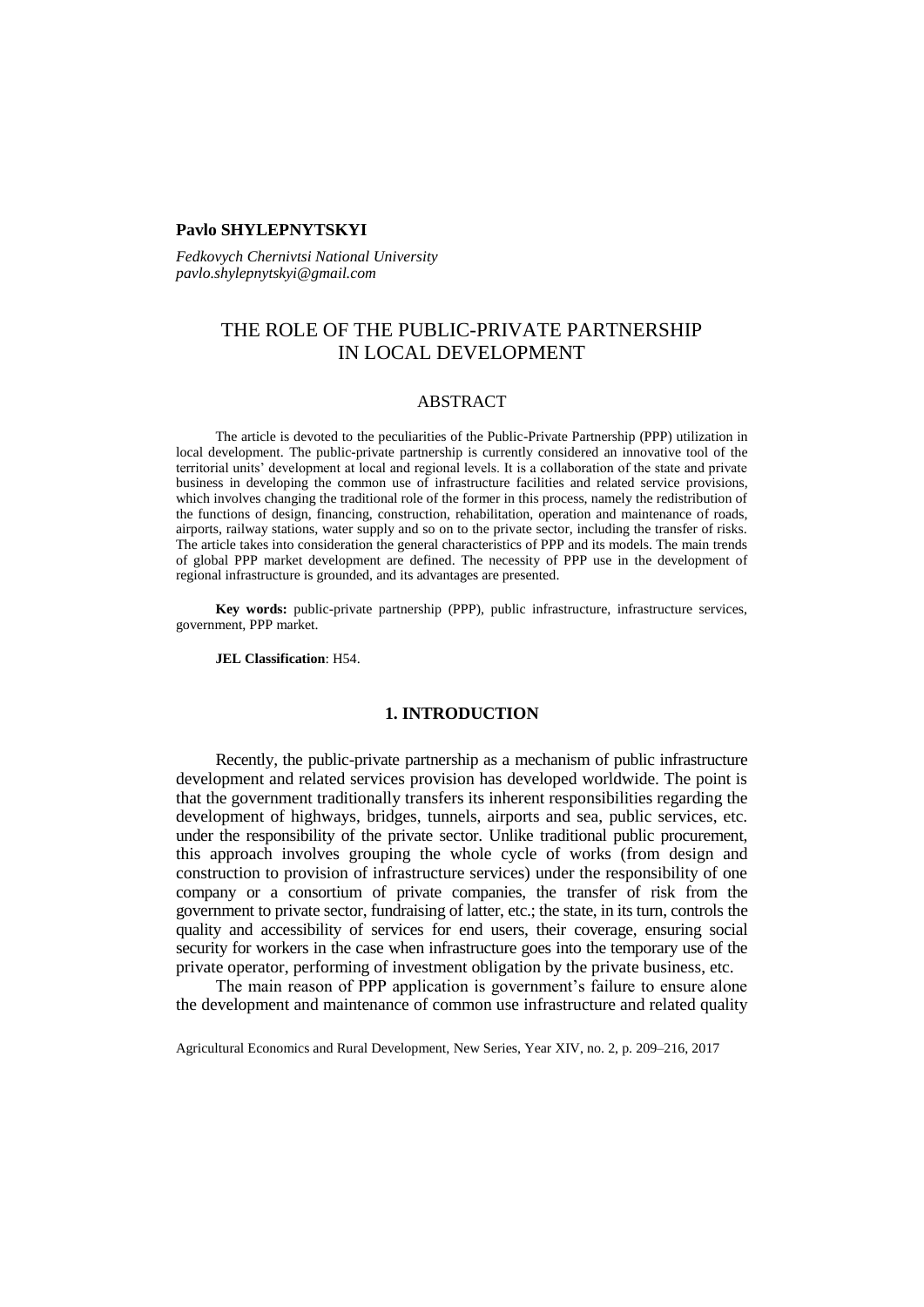**Pavlo SHYLEPNYTSKYI**

*Fedkovych Chernivtsi National University*
*pavlo.shylepnytskyi@gmail.com*

# THE ROLE OF THE PUBLIC-PRIVATE PARTNERSHIP IN LOCAL DEVELOPMENT

## ABSTRACT

The article is devoted to the peculiarities of the Public-Private Partnership (PPP) utilization in local development. The public-private partnership is currently considered an innovative tool of the territorial units' development at local and regional levels. It is a collaboration of the state and private business in developing the common use of infrastructure facilities and related service provisions, which involves changing the traditional role of the former in this process, namely the redistribution of the functions of design, financing, construction, rehabilitation, operation and maintenance of roads, airports, railway stations, water supply and so on to the private sector, including the transfer of risks. The article takes into consideration the general characteristics of PPP and its models. The main trends of global PPP market development are defined. The necessity of PPP use in the development of regional infrastructure is grounded, and its advantages are presented.

**Key words:** public-private partnership (PPP), public infrastructure, infrastructure services, government, PPP market.

**JEL Classification**: H54.

## 1. INTRODUCTION

Recently, the public-private partnership as a mechanism of public infrastructure development and related services provision has developed worldwide. The point is that the government traditionally transfers its inherent responsibilities regarding the development of highways, bridges, tunnels, airports and sea, public services, etc. under the responsibility of the private sector. Unlike traditional public procurement, this approach involves grouping the whole cycle of works (from design and construction to provision of infrastructure services) under the responsibility of one company or a consortium of private companies, the transfer of risk from the government to private sector, fundraising of latter, etc.; the state, in its turn, controls the quality and accessibility of services for end users, their coverage, ensuring social security for workers in the case when infrastructure goes into the temporary use of the private operator, performing of investment obligation by the private business, etc.

The main reason of PPP application is government's failure to ensure alone the development and maintenance of common use infrastructure and related quality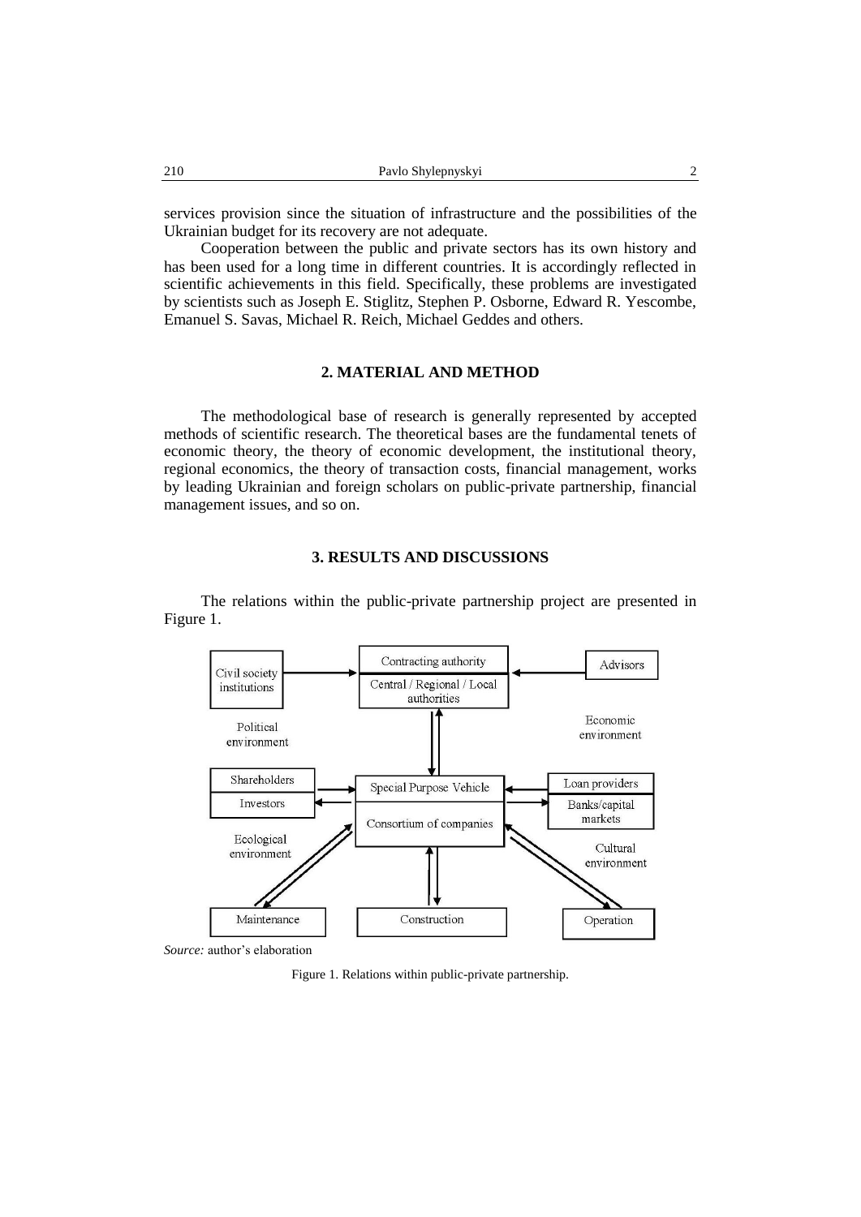services provision since the situation of infrastructure and the possibilities of the Ukrainian budget for its recovery are not adequate.

Cooperation between the public and private sectors has its own history and has been used for a long time in different countries. It is accordingly reflected in scientific achievements in this field. Specifically, these problems are investigated by scientists such as Joseph E. Stiglitz, Stephen P. Osborne, Edward R. Yescombe, Emanuel S. Savas, Michael R. Reich, Michael Geddes and others.

## 2. MATERIAL AND METHOD

The methodological base of research is generally represented by accepted methods of scientific research. The theoretical bases are the fundamental tenets of economic theory, the theory of economic development, the institutional theory, regional economics, the theory of transaction costs, financial management, works by leading Ukrainian and foreign scholars on public-private partnership, financial management issues, and so on.

## 3. RESULTS AND DISCUSSIONS

The relations within the public-private partnership project are presented in Figure 1.

Civil society institutions — Contracting authority / Central / Regional / Local authorities — Advisors

Political environment — Economic environment

Shareholders / Investors — Special Purpose Vehicle / Consortium of companies — Loan providers / Banks/capital markets

Ecological environment — Cultural environment

Maintenance — Construction — Operation

*Source:* author's elaboration

Figure 1. Relations within public-private partnership.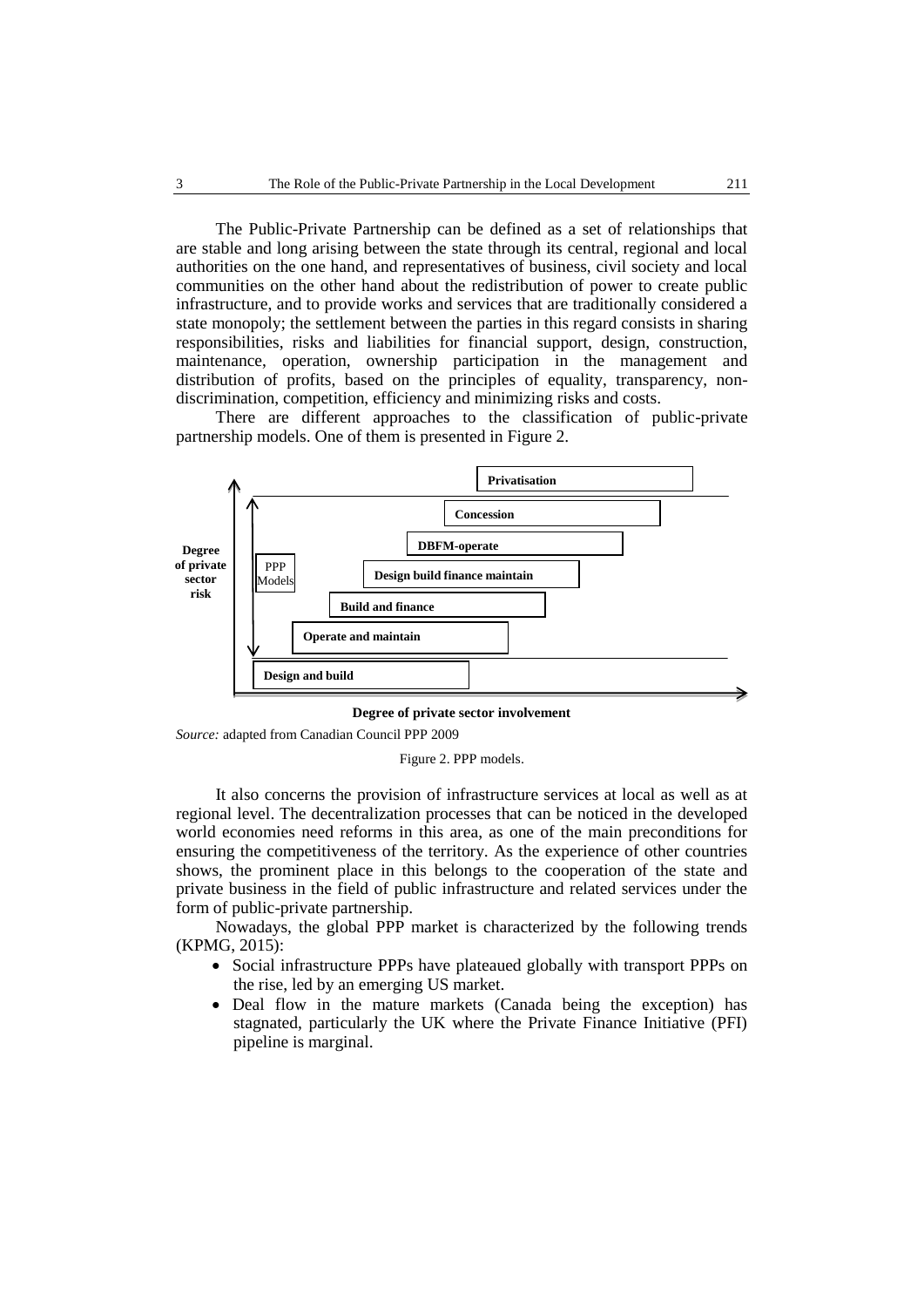The Public-Private Partnership can be defined as a set of relationships that are stable and long arising between the state through its central, regional and local authorities on the one hand, and representatives of business, civil society and local communities on the other hand about the redistribution of power to create public infrastructure, and to provide works and services that are traditionally considered a state monopoly; the settlement between the parties in this regard consists in sharing responsibilities, risks and liabilities for financial support, design, construction, maintenance, operation, ownership participation in the management and distribution of profits, based on the principles of equality, transparency, non-discrimination, competition, efficiency and minimizing risks and costs.

There are different approaches to the classification of public-private partnership models. One of them is presented in Figure 2.

**Degree of private sector risk** (vertical axis)

**PPP Models**

- **Privatisation**
- **Concession**
- **DBFM-operate**
- **Design build finance maintain**
- **Build and finance**
- **Operate and maintain**
- **Design and build**

**Degree of private sector involvement** (horizontal axis)

*Source:* adapted from Canadian Council PPP 2009

Figure 2. PPP models.

It also concerns the provision of infrastructure services at local as well as at regional level. The decentralization processes that can be noticed in the developed world economies need reforms in this area, as one of the main preconditions for ensuring the competitiveness of the territory. As the experience of other countries shows, the prominent place in this belongs to the cooperation of the state and private business in the field of public infrastructure and related services under the form of public-private partnership.

Nowadays, the global PPP market is characterized by the following trends (KPMG, 2015):

- Social infrastructure PPPs have plateaued globally with transport PPPs on the rise, led by an emerging US market.
- Deal flow in the mature markets (Canada being the exception) has stagnated, particularly the UK where the Private Finance Initiative (PFI) pipeline is marginal.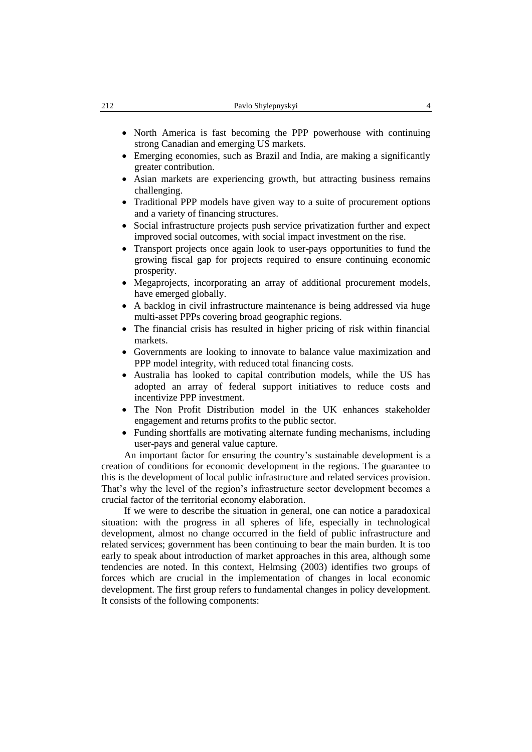- North America is fast becoming the PPP powerhouse with continuing strong Canadian and emerging US markets.
- Emerging economies, such as Brazil and India, are making a significantly greater contribution.
- Asian markets are experiencing growth, but attracting business remains challenging.
- Traditional PPP models have given way to a suite of procurement options and a variety of financing structures.
- Social infrastructure projects push service privatization further and expect improved social outcomes, with social impact investment on the rise.
- Transport projects once again look to user-pays opportunities to fund the growing fiscal gap for projects required to ensure continuing economic prosperity.
- Megaprojects, incorporating an array of additional procurement models, have emerged globally.
- A backlog in civil infrastructure maintenance is being addressed via huge multi-asset PPPs covering broad geographic regions.
- The financial crisis has resulted in higher pricing of risk within financial markets.
- Governments are looking to innovate to balance value maximization and PPP model integrity, with reduced total financing costs.
- Australia has looked to capital contribution models, while the US has adopted an array of federal support initiatives to reduce costs and incentivize PPP investment.
- The Non Profit Distribution model in the UK enhances stakeholder engagement and returns profits to the public sector.
- Funding shortfalls are motivating alternate funding mechanisms, including user-pays and general value capture.

An important factor for ensuring the country's sustainable development is a creation of conditions for economic development in the regions. The guarantee to this is the development of local public infrastructure and related services provision. That's why the level of the region's infrastructure sector development becomes a crucial factor of the territorial economy elaboration.

If we were to describe the situation in general, one can notice a paradoxical situation: with the progress in all spheres of life, especially in technological development, almost no change occurred in the field of public infrastructure and related services; government has been continuing to bear the main burden. It is too early to speak about introduction of market approaches in this area, although some tendencies are noted. In this context, Helmsing (2003) identifies two groups of forces which are crucial in the implementation of changes in local economic development. The first group refers to fundamental changes in policy development. It consists of the following components: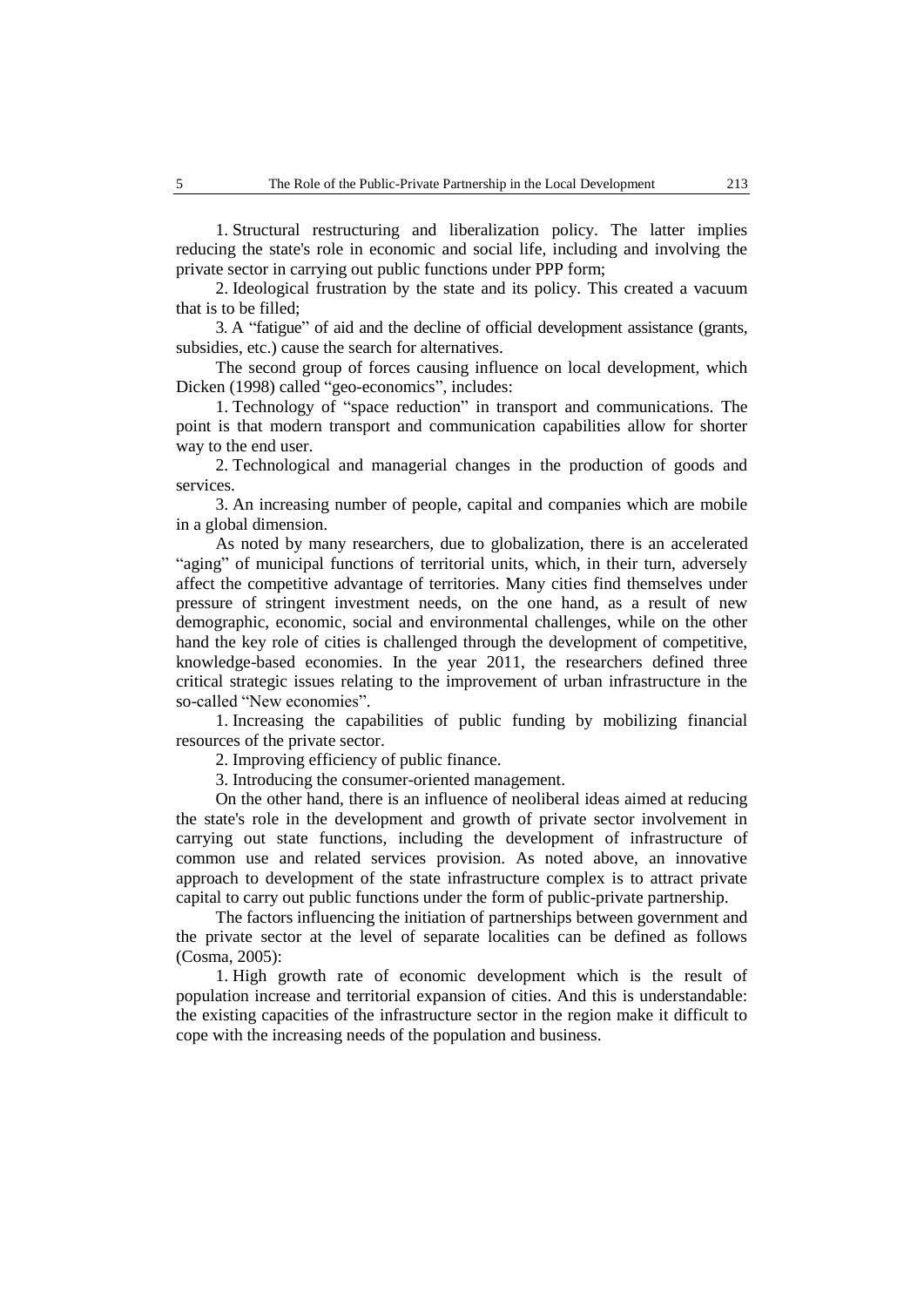1. Structural restructuring and liberalization policy. The latter implies reducing the state's role in economic and social life, including and involving the private sector in carrying out public functions under PPP form;

2. Ideological frustration by the state and its policy. This created a vacuum that is to be filled;

3. A "fatigue" of aid and the decline of official development assistance (grants, subsidies, etc.) cause the search for alternatives.

The second group of forces causing influence on local development, which Dicken (1998) called "geo-economics", includes:

1. Technology of "space reduction" in transport and communications. The point is that modern transport and communication capabilities allow for shorter way to the end user.

2. Technological and managerial changes in the production of goods and services.

3. An increasing number of people, capital and companies which are mobile in a global dimension.

As noted by many researchers, due to globalization, there is an accelerated "aging" of municipal functions of territorial units, which, in their turn, adversely affect the competitive advantage of territories. Many cities find themselves under pressure of stringent investment needs, on the one hand, as a result of new demographic, economic, social and environmental challenges, while on the other hand the key role of cities is challenged through the development of competitive, knowledge-based economies. In the year 2011, the researchers defined three critical strategic issues relating to the improvement of urban infrastructure in the so-called "New economies".

1. Increasing the capabilities of public funding by mobilizing financial resources of the private sector.

2. Improving efficiency of public finance.

3. Introducing the consumer-oriented management.

On the other hand, there is an influence of neoliberal ideas aimed at reducing the state's role in the development and growth of private sector involvement in carrying out state functions, including the development of infrastructure of common use and related services provision. As noted above, an innovative approach to development of the state infrastructure complex is to attract private capital to carry out public functions under the form of public-private partnership.

The factors influencing the initiation of partnerships between government and the private sector at the level of separate localities can be defined as follows (Cosma, 2005):

1. High growth rate of economic development which is the result of population increase and territorial expansion of cities. And this is understandable: the existing capacities of the infrastructure sector in the region make it difficult to cope with the increasing needs of the population and business.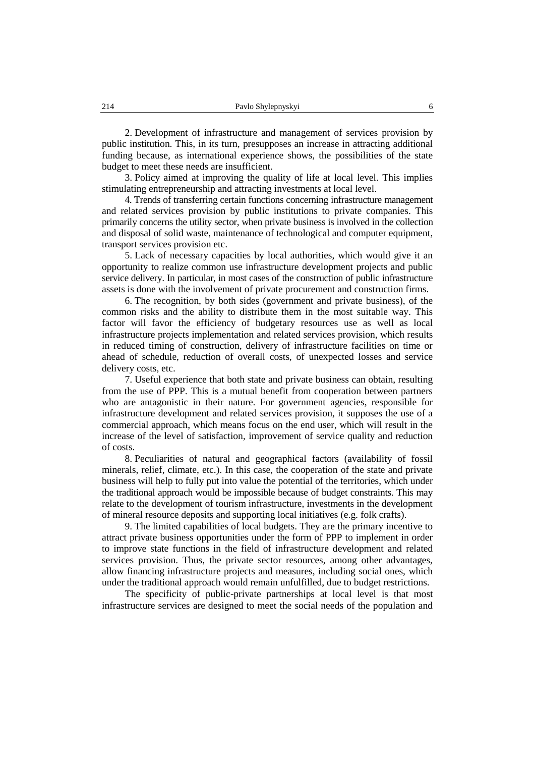2. Development of infrastructure and management of services provision by public institution. This, in its turn, presupposes an increase in attracting additional funding because, as international experience shows, the possibilities of the state budget to meet these needs are insufficient.

3. Policy aimed at improving the quality of life at local level. This implies stimulating entrepreneurship and attracting investments at local level.

4. Trends of transferring certain functions concerning infrastructure management and related services provision by public institutions to private companies. This primarily concerns the utility sector, when private business is involved in the collection and disposal of solid waste, maintenance of technological and computer equipment, transport services provision etc.

5. Lack of necessary capacities by local authorities, which would give it an opportunity to realize common use infrastructure development projects and public service delivery. In particular, in most cases of the construction of public infrastructure assets is done with the involvement of private procurement and construction firms.

6. The recognition, by both sides (government and private business), of the common risks and the ability to distribute them in the most suitable way. This factor will favor the efficiency of budgetary resources use as well as local infrastructure projects implementation and related services provision, which results in reduced timing of construction, delivery of infrastructure facilities on time or ahead of schedule, reduction of overall costs, of unexpected losses and service delivery costs, etc.

7. Useful experience that both state and private business can obtain, resulting from the use of PPP. This is a mutual benefit from cooperation between partners who are antagonistic in their nature. For government agencies, responsible for infrastructure development and related services provision, it supposes the use of a commercial approach, which means focus on the end user, which will result in the increase of the level of satisfaction, improvement of service quality and reduction of costs.

8. Peculiarities of natural and geographical factors (availability of fossil minerals, relief, climate, etc.). In this case, the cooperation of the state and private business will help to fully put into value the potential of the territories, which under the traditional approach would be impossible because of budget constraints. This may relate to the development of tourism infrastructure, investments in the development of mineral resource deposits and supporting local initiatives (e.g. folk crafts).

9. The limited capabilities of local budgets. They are the primary incentive to attract private business opportunities under the form of PPP to implement in order to improve state functions in the field of infrastructure development and related services provision. Thus, the private sector resources, among other advantages, allow financing infrastructure projects and measures, including social ones, which under the traditional approach would remain unfulfilled, due to budget restrictions.

The specificity of public-private partnerships at local level is that most infrastructure services are designed to meet the social needs of the population and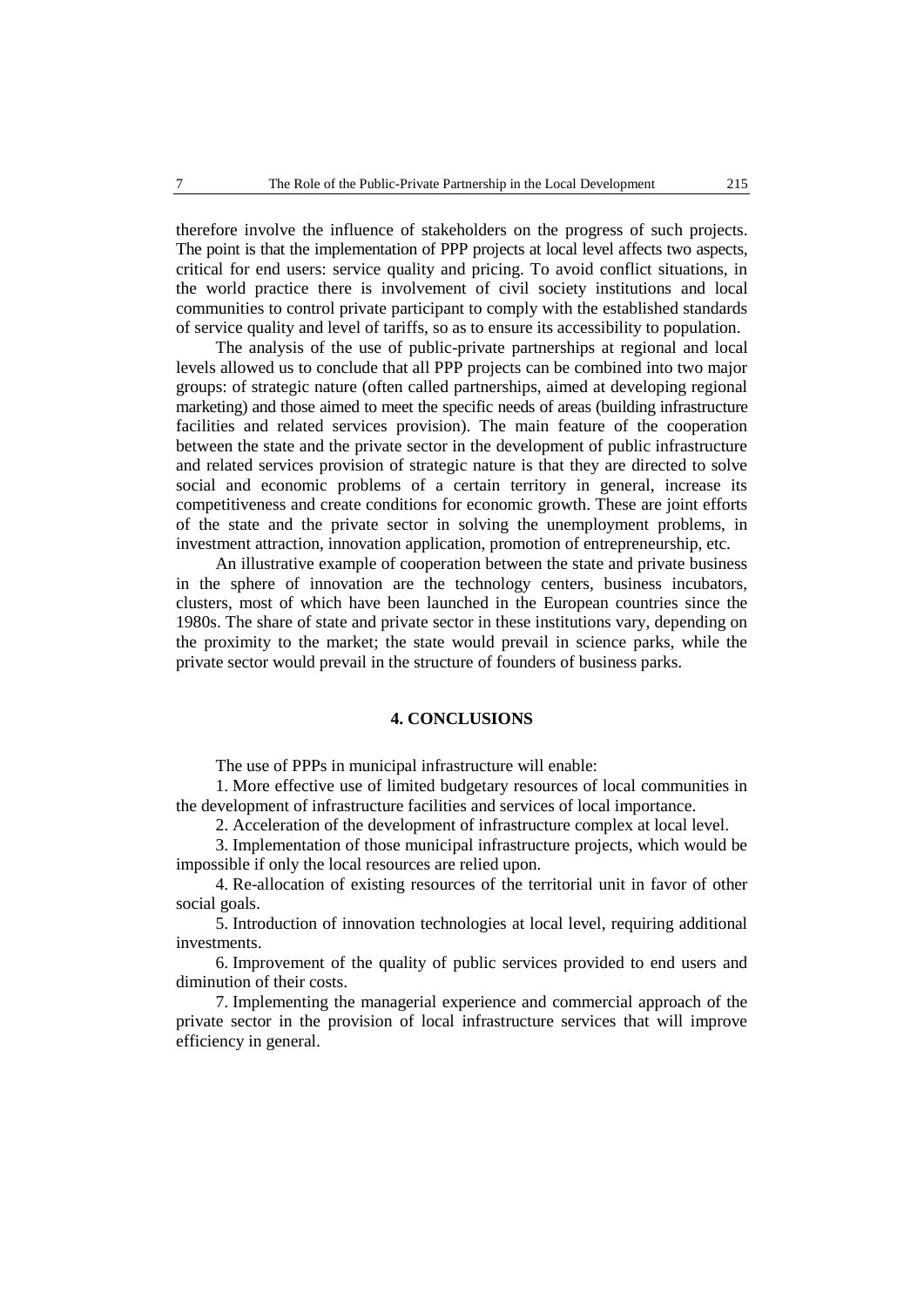therefore involve the influence of stakeholders on the progress of such projects. The point is that the implementation of PPP projects at local level affects two aspects, critical for end users: service quality and pricing. To avoid conflict situations, in the world practice there is involvement of civil society institutions and local communities to control private participant to comply with the established standards of service quality and level of tariffs, so as to ensure its accessibility to population.

The analysis of the use of public-private partnerships at regional and local levels allowed us to conclude that all PPP projects can be combined into two major groups: of strategic nature (often called partnerships, aimed at developing regional marketing) and those aimed to meet the specific needs of areas (building infrastructure facilities and related services provision). The main feature of the cooperation between the state and the private sector in the development of public infrastructure and related services provision of strategic nature is that they are directed to solve social and economic problems of a certain territory in general, increase its competitiveness and create conditions for economic growth. These are joint efforts of the state and the private sector in solving the unemployment problems, in investment attraction, innovation application, promotion of entrepreneurship, etc.

An illustrative example of cooperation between the state and private business in the sphere of innovation are the technology centers, business incubators, clusters, most of which have been launched in the European countries since the 1980s. The share of state and private sector in these institutions vary, depending on the proximity to the market; the state would prevail in science parks, while the private sector would prevail in the structure of founders of business parks.

## 4. CONCLUSIONS

The use of PPPs in municipal infrastructure will enable:

1. More effective use of limited budgetary resources of local communities in the development of infrastructure facilities and services of local importance.

2. Acceleration of the development of infrastructure complex at local level.

3. Implementation of those municipal infrastructure projects, which would be impossible if only the local resources are relied upon.

4. Re-allocation of existing resources of the territorial unit in favor of other social goals.

5. Introduction of innovation technologies at local level, requiring additional investments.

6. Improvement of the quality of public services provided to end users and diminution of their costs.

7. Implementing the managerial experience and commercial approach of the private sector in the provision of local infrastructure services that will improve efficiency in general.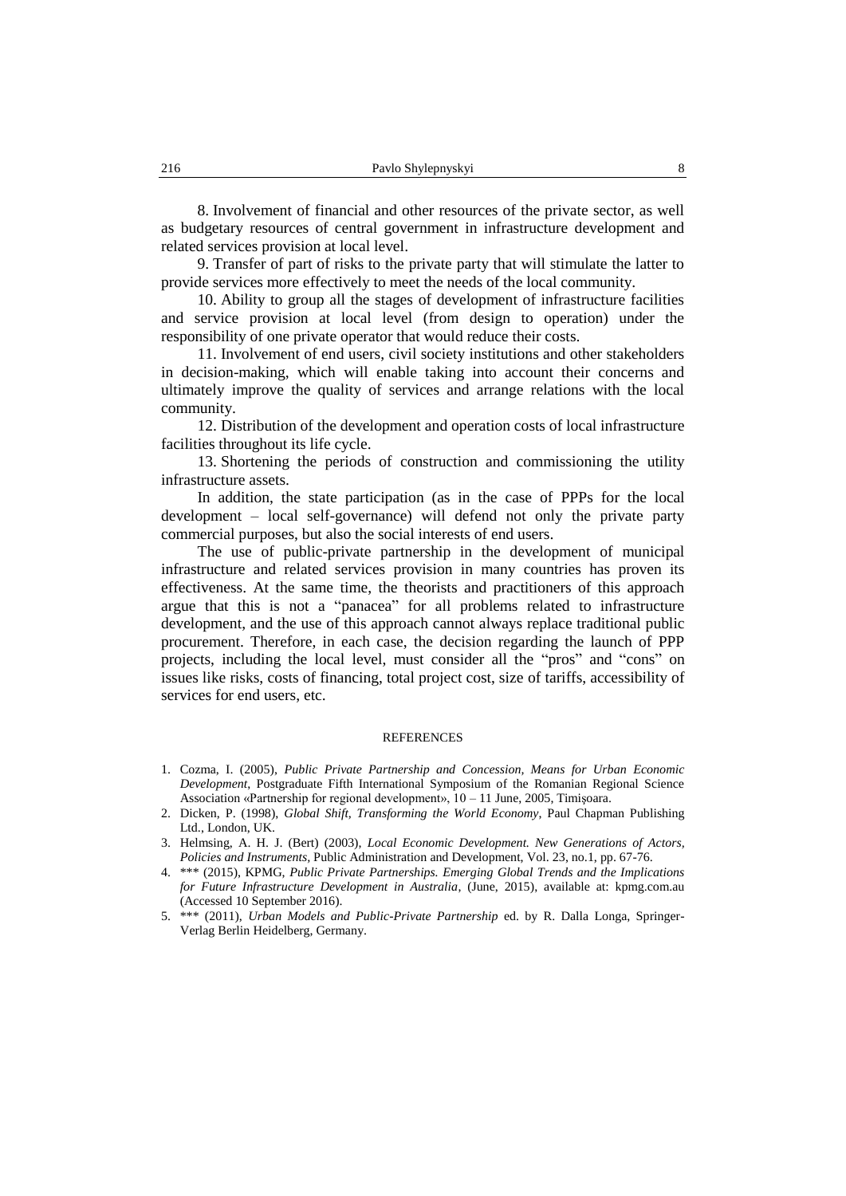8. Involvement of financial and other resources of the private sector, as well as budgetary resources of central government in infrastructure development and related services provision at local level.

9. Transfer of part of risks to the private party that will stimulate the latter to provide services more effectively to meet the needs of the local community.

10. Ability to group all the stages of development of infrastructure facilities and service provision at local level (from design to operation) under the responsibility of one private operator that would reduce their costs.

11. Involvement of end users, civil society institutions and other stakeholders in decision-making, which will enable taking into account their concerns and ultimately improve the quality of services and arrange relations with the local community.

12. Distribution of the development and operation costs of local infrastructure facilities throughout its life cycle.

13. Shortening the periods of construction and commissioning the utility infrastructure assets.

In addition, the state participation (as in the case of PPPs for the local development – local self-governance) will defend not only the private party commercial purposes, but also the social interests of end users.

The use of public-private partnership in the development of municipal infrastructure and related services provision in many countries has proven its effectiveness. At the same time, the theorists and practitioners of this approach argue that this is not a "panacea" for all problems related to infrastructure development, and the use of this approach cannot always replace traditional public procurement. Therefore, in each case, the decision regarding the launch of PPP projects, including the local level, must consider all the "pros" and "cons" on issues like risks, costs of financing, total project cost, size of tariffs, accessibility of services for end users, etc.

## REFERENCES

1. Cozma, I. (2005), *Public Private Partnership and Concession, Means for Urban Economic Development*, Postgraduate Fifth International Symposium of the Romanian Regional Science Association «Partnership for regional development», 10 – 11 June, 2005, Timişoara.
2. Dicken, P. (1998), *Global Shift, Transforming the World Economy*, Paul Chapman Publishing Ltd., London, UK.
3. Helmsing, A. H. J. (Bert) (2003), *Local Economic Development. New Generations of Actors, Policies and Instruments*, Public Administration and Development, Vol. 23, no.1, pp. 67-76.
4. *** (2015), KPMG, *Public Private Partnerships. Emerging Global Trends and the Implications for Future Infrastructure Development in Australia*, (June, 2015), available at: kpmg.com.au (Accessed 10 September 2016).
5. *** (2011), *Urban Models and Public-Private Partnership* ed. by R. Dalla Longa, Springer-Verlag Berlin Heidelberg, Germany.